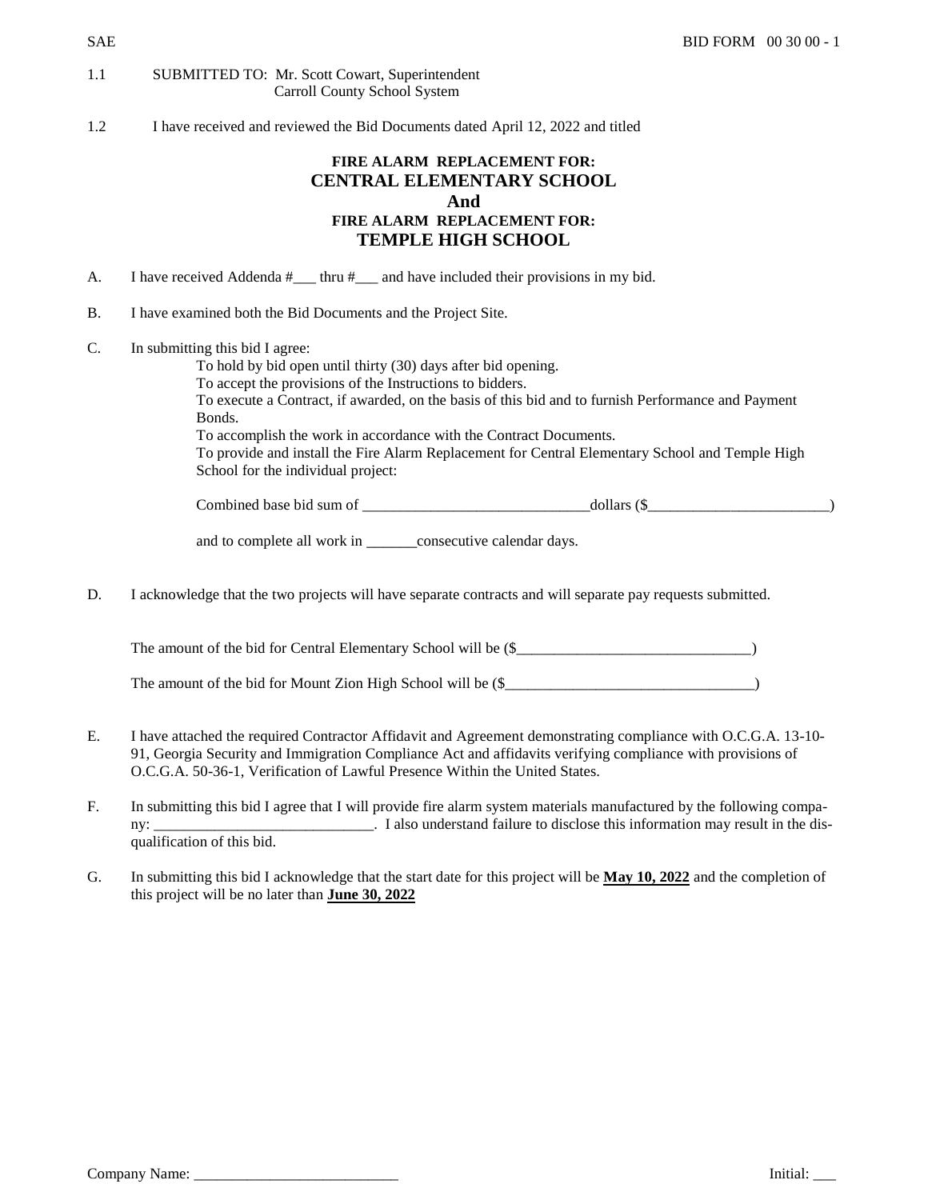1.1 SUBMITTED TO: Mr. Scott Cowart, Superintendent
Carroll County School System

1.2 I have received and reviewed the Bid Documents dated April 12, 2022 and titled

**FIRE ALARM REPLACEMENT FOR:**
**CENTRAL ELEMENTARY SCHOOL**
**And**
**FIRE ALARM REPLACEMENT FOR:**
**TEMPLE HIGH SCHOOL**

A. I have received Addenda #___ thru #___ and have included their provisions in my bid.

B. I have examined both the Bid Documents and the Project Site.

C. In submitting this bid I agree:

To hold by bid open until thirty (30) days after bid opening.
To accept the provisions of the Instructions to bidders.
To execute a Contract, if awarded, on the basis of this bid and to furnish Performance and Payment Bonds.
To accomplish the work in accordance with the Contract Documents.
To provide and install the Fire Alarm Replacement for Central Elementary School and Temple High School for the individual project:

Combined base bid sum of ______________________________dollars ($________________________)

and to complete all work in _______consecutive calendar days.

D. I acknowledge that the two projects will have separate contracts and will separate pay requests submitted.

The amount of the bid for Central Elementary School will be ($_______________________________)

The amount of the bid for Mount Zion High School will be ($_________________________________)

E. I have attached the required Contractor Affidavit and Agreement demonstrating compliance with O.C.G.A. 13-10-91, Georgia Security and Immigration Compliance Act and affidavits verifying compliance with provisions of O.C.G.A. 50-36-1, Verification of Lawful Presence Within the United States.

F. In submitting this bid I agree that I will provide fire alarm system materials manufactured by the following company: _____________________________. I also understand failure to disclose this information may result in the disqualification of this bid.

G. In submitting this bid I acknowledge that the start date for this project will be **May 10, 2022** and the completion of this project will be no later than **June 30, 2022**

Company Name: ___________________________ Initial: ___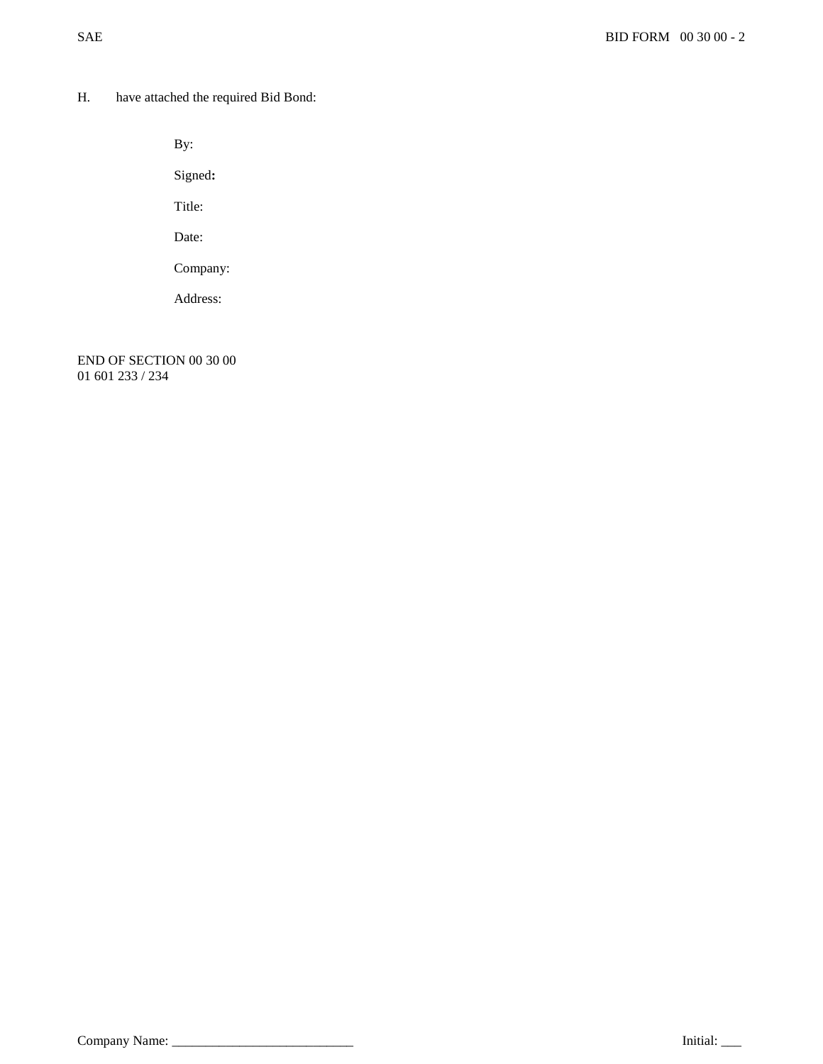H. have attached the required Bid Bond:

By:

Signed**:**

Title:

Date:

Company:

Address:

END OF SECTION 00 30 00
01 601 233 / 234

Company Name: ___________________________ Initial: ___